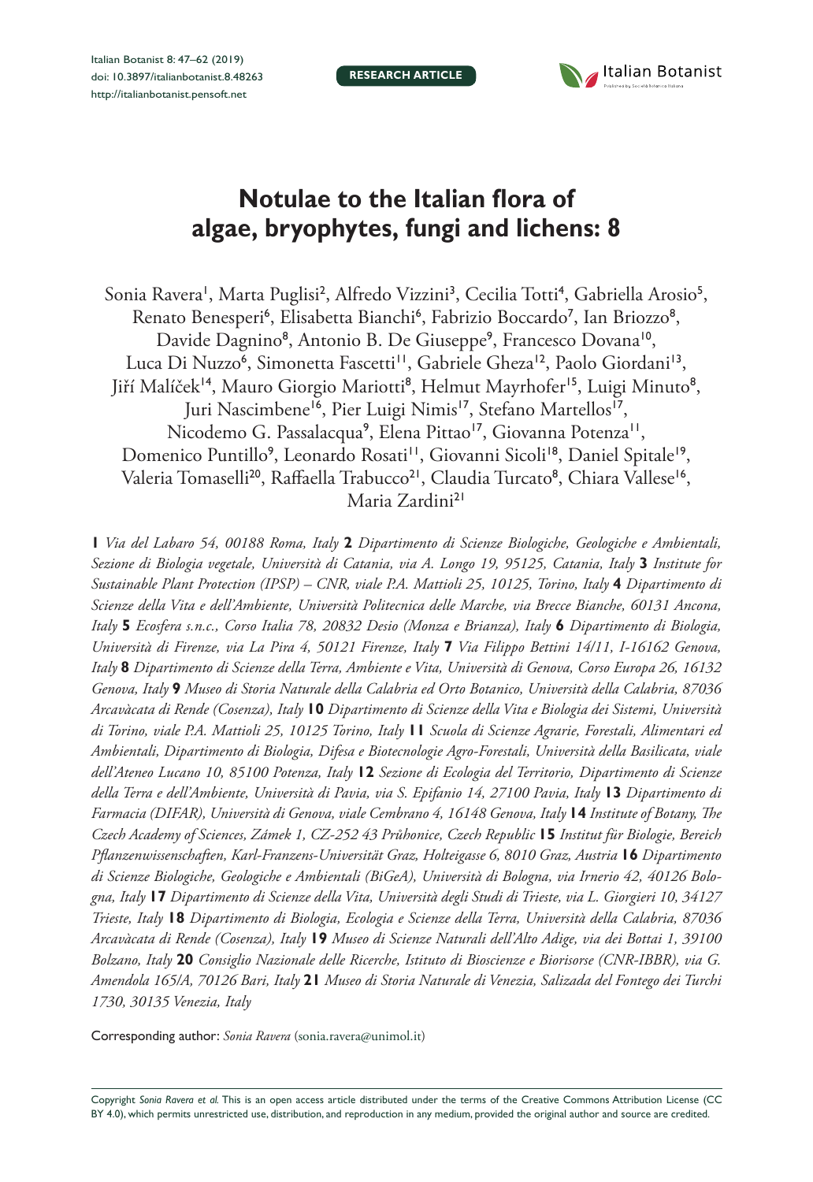RESEARCH ARTICLE

# Notulae to the Italian flora of algae, bryophytes, fungi and lichens: 8

Sonia Ravera[1], Marta Puglisi[2], Alfredo Vizzini[3], Cecilia Totti[4], Gabriella Arosio[5], Renato Benesperi[6], Elisabetta Bianchi[6], Fabrizio Boccardo[7], Ian Briozzo[8], Davide Dagnino[8], Antonio B. De Giuseppe[9], Francesco Dovana[10], Luca Di Nuzzo[6], Simonetta Fascetti[11], Gabriele Gheza[12], Paolo Giordani[13], Jiří Malíček[14], Mauro Giorgio Mariotti[8], Helmut Mayrhofer[15], Luigi Minuto[8], Juri Nascimbene[16], Pier Luigi Nimis[17], Stefano Martellos[17], Nicodemo G. Passalacqua[9], Elena Pittao[17], Giovanna Potenza[11], Domenico Puntillo[9], Leonardo Rosati[11], Giovanni Sicoli[18], Daniel Spitale[19], Valeria Tomaselli[20], Raffaella Trabucco[21], Claudia Turcato[8], Chiara Vallese[16], Maria Zardini[21]

**1** *Via del Labaro 54, 00188 Roma, Italy* **2** *Dipartimento di Scienze Biologiche, Geologiche e Ambientali, Sezione di Biologia vegetale, Università di Catania, via A. Longo 19, 95125, Catania, Italy* **3** *Institute for Sustainable Plant Protection (IPSP) – CNR, viale P.A. Mattioli 25, 10125, Torino, Italy* **4** *Dipartimento di Scienze della Vita e dell'Ambiente, Università Politecnica delle Marche, via Brecce Bianche, 60131 Ancona, Italy* **5** *Ecosfera s.n.c., Corso Italia 78, 20832 Desio (Monza e Brianza), Italy* **6** *Dipartimento di Biologia, Università di Firenze, via La Pira 4, 50121 Firenze, Italy* **7** *Via Filippo Bettini 14/11, I-16162 Genova, Italy* **8** *Dipartimento di Scienze della Terra, Ambiente e Vita, Università di Genova, Corso Europa 26, 16132 Genova, Italy* **9** *Museo di Storia Naturale della Calabria ed Orto Botanico, Università della Calabria, 87036 Arcavàcata di Rende (Cosenza), Italy* **10** *Dipartimento di Scienze della Vita e Biologia dei Sistemi, Università di Torino, viale P.A. Mattioli 25, 10125 Torino, Italy* **11** *Scuola di Scienze Agrarie, Forestali, Alimentari ed Ambientali, Dipartimento di Biologia, Difesa e Biotecnologie Agro-Forestali, Università della Basilicata, viale dell'Ateneo Lucano 10, 85100 Potenza, Italy* **12** *Sezione di Ecologia del Territorio, Dipartimento di Scienze della Terra e dell'Ambiente, Università di Pavia, via S. Epifanio 14, 27100 Pavia, Italy* **13** *Dipartimento di Farmacia (DIFAR), Università di Genova, viale Cembrano 4, 16148 Genova, Italy* **14** *Institute of Botany, The Czech Academy of Sciences, Zámek 1, CZ-252 43 Průhonice, Czech Republic* **15** *Institut für Biologie, Bereich Pflanzenwissenschaften, Karl-Franzens-Universität Graz, Holteigasse 6, 8010 Graz, Austria* **16** *Dipartimento di Scienze Biologiche, Geologiche e Ambientali (BiGeA), Università di Bologna, via Irnerio 42, 40126 Bologna, Italy* **17** *Dipartimento di Scienze della Vita, Università degli Studi di Trieste, via L. Giorgieri 10, 34127 Trieste, Italy* **18** *Dipartimento di Biologia, Ecologia e Scienze della Terra, Università della Calabria, 87036 Arcavàcata di Rende (Cosenza), Italy* **19** *Museo di Scienze Naturali dell'Alto Adige, via dei Bottai 1, 39100 Bolzano, Italy* **20** *Consiglio Nazionale delle Ricerche, Istituto di Bioscienze e Biorisorse (CNR-IBBR), via G. Amendola 165/A, 70126 Bari, Italy* **21** *Museo di Storia Naturale di Venezia, Salizada del Fontego dei Turchi 1730, 30135 Venezia, Italy*

Corresponding author: *Sonia Ravera* (sonia.ravera@unimol.it)

Copyright *Sonia Ravera et al.* This is an open access article distributed under the terms of the Creative Commons Attribution License (CC BY 4.0), which permits unrestricted use, distribution, and reproduction in any medium, provided the original author and source are credited.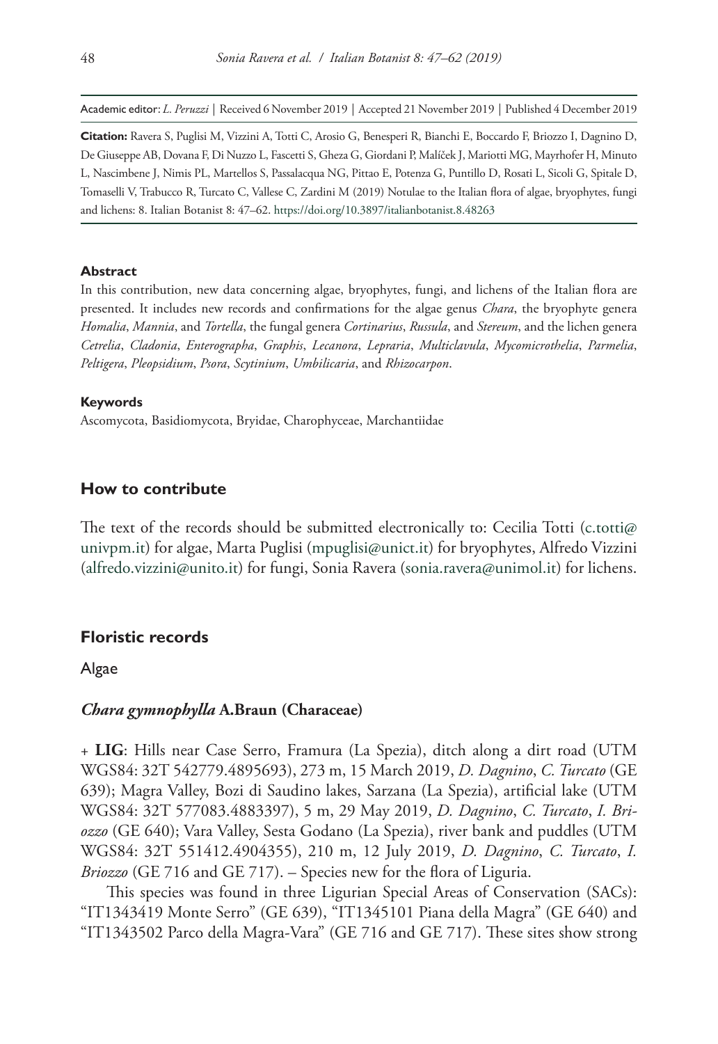Academic editor: *L. Peruzzi* | Received 6 November 2019 | Accepted 21 November 2019 | Published 4 December 2019

**Citation:** Ravera S, Puglisi M, Vizzini A, Totti C, Arosio G, Benesperi R, Bianchi E, Boccardo F, Briozzo I, Dagnino D, De Giuseppe AB, Dovana F, Di Nuzzo L, Fascetti S, Gheza G, Giordani P, Malíček J, Mariotti MG, Mayrhofer H, Minuto L, Nascimbene J, Nimis PL, Martellos S, Passalacqua NG, Pittao E, Potenza G, Puntillo D, Rosati L, Sicoli G, Spitale D, Tomaselli V, Trabucco R, Turcato C, Vallese C, Zardini M (2019) Notulae to the Italian flora of algae, bryophytes, fungi and lichens: 8. Italian Botanist 8: 47–62. https://doi.org/10.3897/italianbotanist.8.48263

#### Abstract

In this contribution, new data concerning algae, bryophytes, fungi, and lichens of the Italian flora are presented. It includes new records and confirmations for the algae genus *Chara*, the bryophyte genera *Homalia*, *Mannia*, and *Tortella*, the fungal genera *Cortinarius*, *Russula*, and *Stereum*, and the lichen genera *Cetrelia*, *Cladonia*, *Enterographa*, *Graphis*, *Lecanora*, *Lepraria*, *Multiclavula*, *Mycomicrothelia*, *Parmelia*, *Peltigera*, *Pleopsidium*, *Psora*, *Scytinium*, *Umbilicaria*, and *Rhizocarpon*.

#### Keywords

Ascomycota, Basidiomycota, Bryidae, Charophyceae, Marchantiidae

## How to contribute

The text of the records should be submitted electronically to: Cecilia Totti (c.totti@univpm.it) for algae, Marta Puglisi (mpuglisi@unict.it) for bryophytes, Alfredo Vizzini (alfredo.vizzini@unito.it) for fungi, Sonia Ravera (sonia.ravera@unimol.it) for lichens.

## Floristic records

### Algae

#### *Chara gymnophylla* A.Braun (Characeae)

+ **LIG**: Hills near Case Serro, Framura (La Spezia), ditch along a dirt road (UTM WGS84: 32T 542779.4895693), 273 m, 15 March 2019, *D. Dagnino*, *C. Turcato* (GE 639); Magra Valley, Bozi di Saudino lakes, Sarzana (La Spezia), artificial lake (UTM WGS84: 32T 577083.4883397), 5 m, 29 May 2019, *D. Dagnino*, *C. Turcato*, *I. Briozzo* (GE 640); Vara Valley, Sesta Godano (La Spezia), river bank and puddles (UTM WGS84: 32T 551412.4904355), 210 m, 12 July 2019, *D. Dagnino*, *C. Turcato*, *I. Briozzo* (GE 716 and GE 717). – Species new for the flora of Liguria.

This species was found in three Ligurian Special Areas of Conservation (SACs): "IT1343419 Monte Serro" (GE 639), "IT1345101 Piana della Magra" (GE 640) and "IT1343502 Parco della Magra-Vara" (GE 716 and GE 717). These sites show strong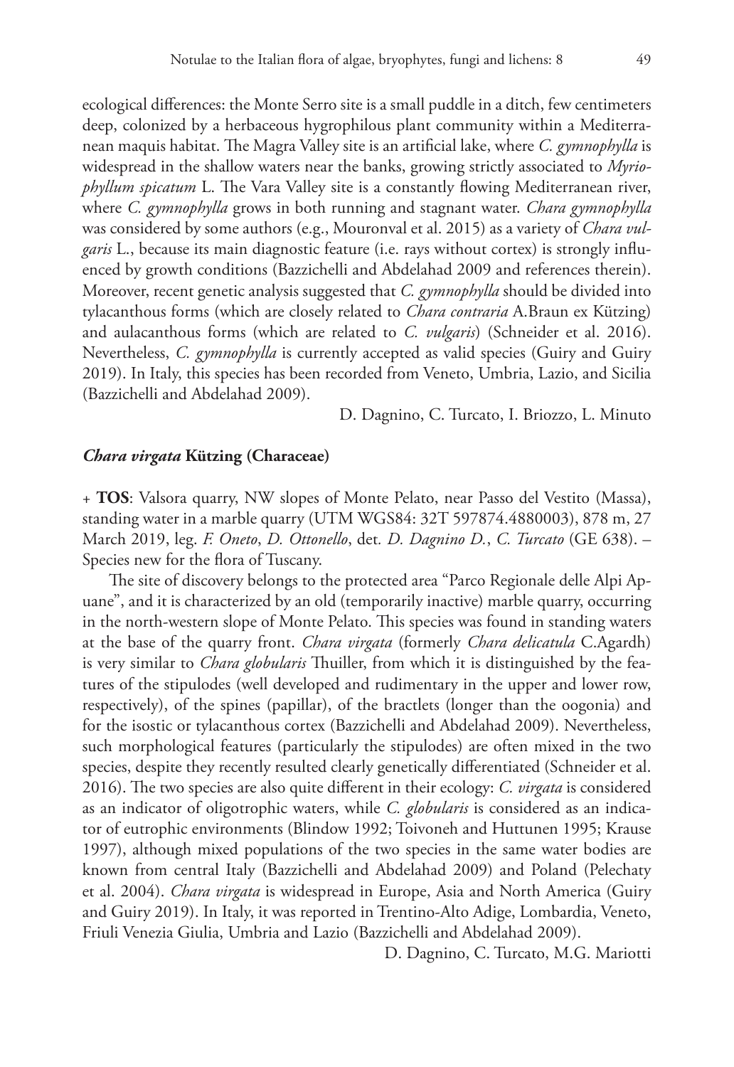ecological differences: the Monte Serro site is a small puddle in a ditch, few centimeters deep, colonized by a herbaceous hygrophilous plant community within a Mediterranean maquis habitat. The Magra Valley site is an artificial lake, where *C. gymnophylla* is widespread in the shallow waters near the banks, growing strictly associated to *Myriophyllum spicatum* L. The Vara Valley site is a constantly flowing Mediterranean river, where *C. gymnophylla* grows in both running and stagnant water. *Chara gymnophylla* was considered by some authors (e.g., Mouronval et al. 2015) as a variety of *Chara vulgaris* L., because its main diagnostic feature (i.e. rays without cortex) is strongly influenced by growth conditions (Bazzichelli and Abdelahad 2009 and references therein). Moreover, recent genetic analysis suggested that *C. gymnophylla* should be divided into tylacanthous forms (which are closely related to *Chara contraria* A.Braun ex Kützing) and aulacanthous forms (which are related to *C. vulgaris*) (Schneider et al. 2016). Nevertheless, *C. gymnophylla* is currently accepted as valid species (Guiry and Guiry 2019). In Italy, this species has been recorded from Veneto, Umbria, Lazio, and Sicilia (Bazzichelli and Abdelahad 2009).

D. Dagnino, C. Turcato, I. Briozzo, L. Minuto

### *Chara virgata* Kützing (Characeae)

+ **TOS**: Valsora quarry, NW slopes of Monte Pelato, near Passo del Vestito (Massa), standing water in a marble quarry (UTM WGS84: 32T 597874.4880003), 878 m, 27 March 2019, leg. *F. Oneto*, *D. Ottonello*, det. *D. Dagnino D.*, *C. Turcato* (GE 638). – Species new for the flora of Tuscany.

The site of discovery belongs to the protected area "Parco Regionale delle Alpi Apuane", and it is characterized by an old (temporarily inactive) marble quarry, occurring in the north-western slope of Monte Pelato. This species was found in standing waters at the base of the quarry front. *Chara virgata* (formerly *Chara delicatula* C.Agardh) is very similar to *Chara globularis* Thuiller, from which it is distinguished by the features of the stipulodes (well developed and rudimentary in the upper and lower row, respectively), of the spines (papillar), of the bractlets (longer than the oogonia) and for the isostic or tylacanthous cortex (Bazzichelli and Abdelahad 2009). Nevertheless, such morphological features (particularly the stipulodes) are often mixed in the two species, despite they recently resulted clearly genetically differentiated (Schneider et al. 2016). The two species are also quite different in their ecology: *C. virgata* is considered as an indicator of oligotrophic waters, while *C. globularis* is considered as an indicator of eutrophic environments (Blindow 1992; Toivoneh and Huttunen 1995; Krause 1997), although mixed populations of the two species in the same water bodies are known from central Italy (Bazzichelli and Abdelahad 2009) and Poland (Pelechaty et al. 2004). *Chara virgata* is widespread in Europe, Asia and North America (Guiry and Guiry 2019). In Italy, it was reported in Trentino-Alto Adige, Lombardia, Veneto, Friuli Venezia Giulia, Umbria and Lazio (Bazzichelli and Abdelahad 2009).

D. Dagnino, C. Turcato, M.G. Mariotti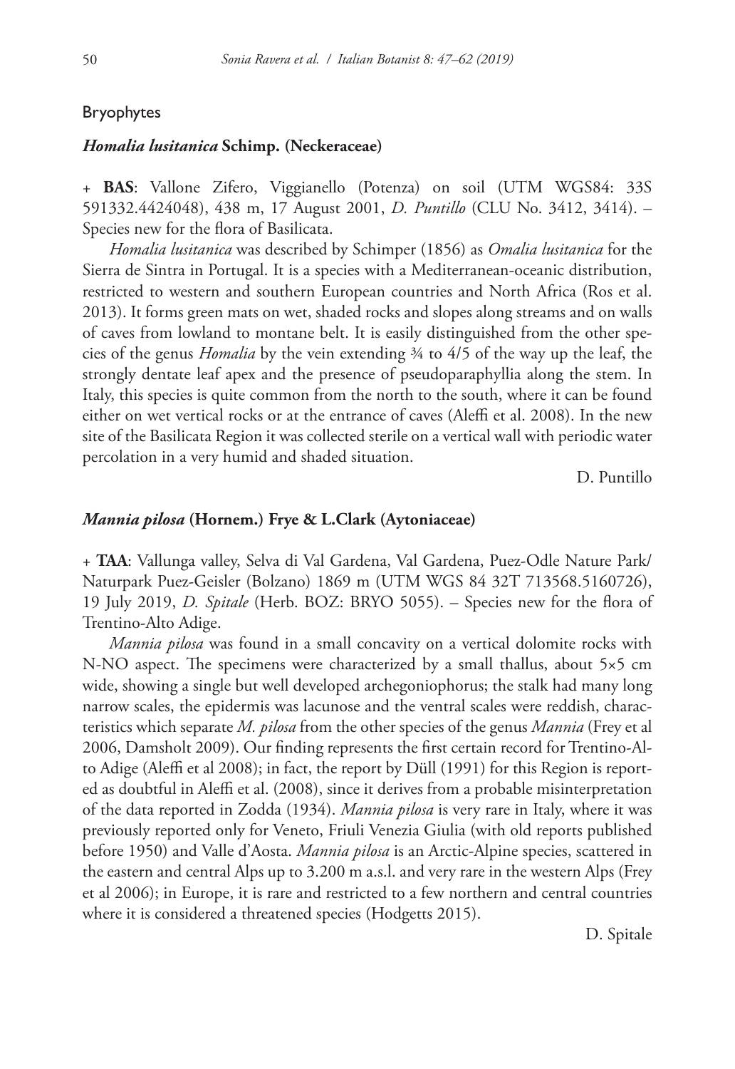## Bryophytes

### *Homalia lusitanica* Schimp. (Neckeraceae)

+ **BAS**: Vallone Zifero, Viggianello (Potenza) on soil (UTM WGS84: 33S 591332.4424048), 438 m, 17 August 2001, *D. Puntillo* (CLU No. 3412, 3414). – Species new for the flora of Basilicata.

*Homalia lusitanica* was described by Schimper (1856) as *Omalia lusitanica* for the Sierra de Sintra in Portugal. It is a species with a Mediterranean-oceanic distribution, restricted to western and southern European countries and North Africa (Ros et al. 2013). It forms green mats on wet, shaded rocks and slopes along streams and on walls of caves from lowland to montane belt. It is easily distinguished from the other species of the genus *Homalia* by the vein extending ¾ to 4/5 of the way up the leaf, the strongly dentate leaf apex and the presence of pseudoparaphyllia along the stem. In Italy, this species is quite common from the north to the south, where it can be found either on wet vertical rocks or at the entrance of caves (Aleffi et al. 2008). In the new site of the Basilicata Region it was collected sterile on a vertical wall with periodic water percolation in a very humid and shaded situation.

D. Puntillo

### *Mannia pilosa* (Hornem.) Frye & L.Clark (Aytoniaceae)

+ **TAA**: Vallunga valley, Selva di Val Gardena, Val Gardena, Puez-Odle Nature Park/ Naturpark Puez-Geisler (Bolzano) 1869 m (UTM WGS 84 32T 713568.5160726), 19 July 2019, *D. Spitale* (Herb. BOZ: BRYO 5055). – Species new for the flora of Trentino-Alto Adige.

*Mannia pilosa* was found in a small concavity on a vertical dolomite rocks with N-NO aspect. The specimens were characterized by a small thallus, about 5×5 cm wide, showing a single but well developed archegoniophorus; the stalk had many long narrow scales, the epidermis was lacunose and the ventral scales were reddish, characteristics which separate *M. pilosa* from the other species of the genus *Mannia* (Frey et al 2006, Damsholt 2009). Our finding represents the first certain record for Trentino-Alto Adige (Aleffi et al 2008); in fact, the report by Düll (1991) for this Region is reported as doubtful in Aleffi et al. (2008), since it derives from a probable misinterpretation of the data reported in Zodda (1934). *Mannia pilosa* is very rare in Italy, where it was previously reported only for Veneto, Friuli Venezia Giulia (with old reports published before 1950) and Valle d'Aosta. *Mannia pilosa* is an Arctic-Alpine species, scattered in the eastern and central Alps up to 3.200 m a.s.l. and very rare in the western Alps (Frey et al 2006); in Europe, it is rare and restricted to a few northern and central countries where it is considered a threatened species (Hodgetts 2015).

D. Spitale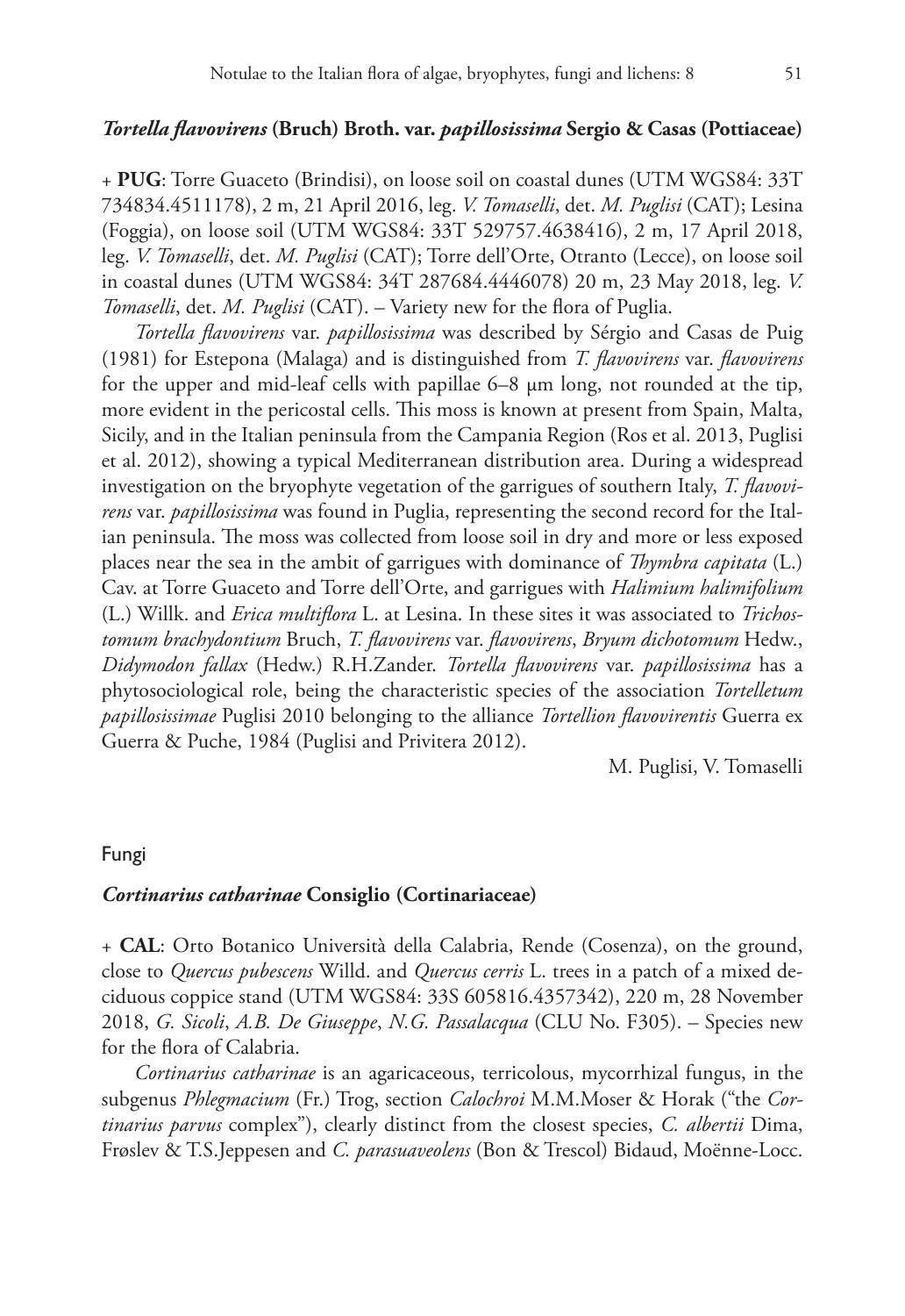### *Tortella flavovirens* (Bruch) Broth. var. *papillosissima* Sergio & Casas (Pottiaceae)

+ **PUG**: Torre Guaceto (Brindisi), on loose soil on coastal dunes (UTM WGS84: 33T 734834.4511178), 2 m, 21 April 2016, leg. *V. Tomaselli*, det. *M. Puglisi* (CAT); Lesina (Foggia), on loose soil (UTM WGS84: 33T 529757.4638416), 2 m, 17 April 2018, leg. *V. Tomaselli*, det. *M. Puglisi* (CAT); Torre dell'Orte, Otranto (Lecce), on loose soil in coastal dunes (UTM WGS84: 34T 287684.4446078) 20 m, 23 May 2018, leg. *V. Tomaselli*, det. *M. Puglisi* (CAT). – Variety new for the flora of Puglia.

*Tortella flavovirens* var. *papillosissima* was described by Sérgio and Casas de Puig (1981) for Estepona (Malaga) and is distinguished from *T. flavovirens* var. *flavovirens* for the upper and mid-leaf cells with papillae 6–8 μm long, not rounded at the tip, more evident in the pericostal cells. This moss is known at present from Spain, Malta, Sicily, and in the Italian peninsula from the Campania Region (Ros et al. 2013, Puglisi et al. 2012), showing a typical Mediterranean distribution area. During a widespread investigation on the bryophyte vegetation of the garrigues of southern Italy, *T. flavovirens* var. *papillosissima* was found in Puglia, representing the second record for the Italian peninsula. The moss was collected from loose soil in dry and more or less exposed places near the sea in the ambit of garrigues with dominance of *Thymbra capitata* (L.) Cav. at Torre Guaceto and Torre dell'Orte, and garrigues with *Halimium halimifolium* (L.) Willk. and *Erica multiflora* L. at Lesina. In these sites it was associated to *Trichostomum brachydontium* Bruch, *T. flavovirens* var. *flavovirens*, *Bryum dichotomum* Hedw., *Didymodon fallax* (Hedw.) R.H.Zander. *Tortella flavovirens* var. *papillosissima* has a phytosociological role, being the characteristic species of the association *Tortelletum papillosissimae* Puglisi 2010 belonging to the alliance *Tortellion flavovirentis* Guerra ex Guerra & Puche, 1984 (Puglisi and Privitera 2012).

M. Puglisi, V. Tomaselli

## Fungi

### *Cortinarius catharinae* Consiglio (Cortinariaceae)

+ **CAL**: Orto Botanico Università della Calabria, Rende (Cosenza), on the ground, close to *Quercus pubescens* Willd. and *Quercus cerris* L. trees in a patch of a mixed deciduous coppice stand (UTM WGS84: 33S 605816.4357342), 220 m, 28 November 2018, *G. Sicoli*, *A.B. De Giuseppe*, *N.G. Passalacqua* (CLU No. F305). – Species new for the flora of Calabria.

*Cortinarius catharinae* is an agaricaceous, terricolous, mycorrhizal fungus, in the subgenus *Phlegmacium* (Fr.) Trog, section *Calochroi* M.M.Moser & Horak ("the *Cortinarius parvus* complex"), clearly distinct from the closest species, *C. albertii* Dima, Frøslev & T.S.Jeppesen and *C. parasuaveolens* (Bon & Trescol) Bidaud, Moënne-Locc.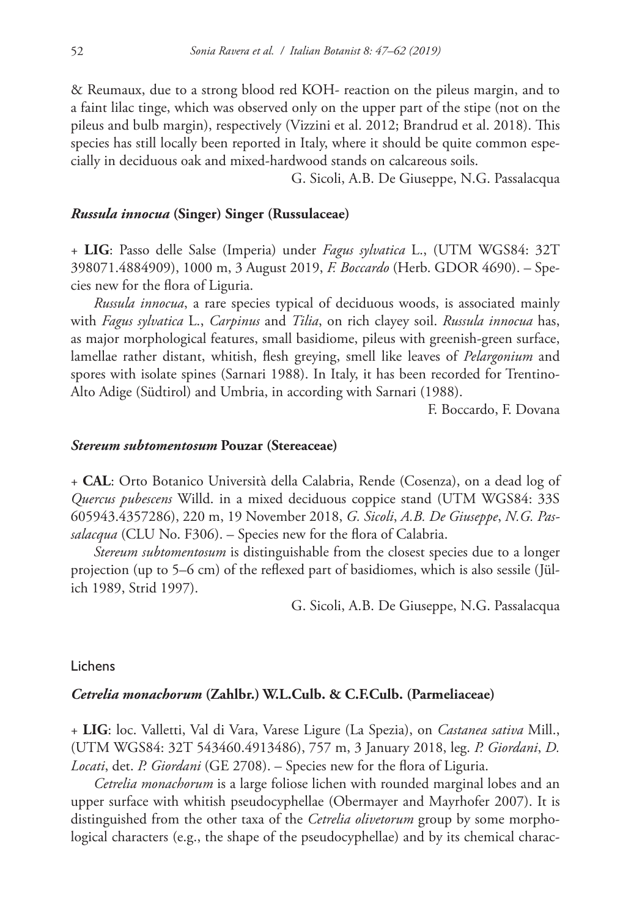& Reumaux, due to a strong blood red KOH- reaction on the pileus margin, and to a faint lilac tinge, which was observed only on the upper part of the stipe (not on the pileus and bulb margin), respectively (Vizzini et al. 2012; Brandrud et al. 2018). This species has still locally been reported in Italy, where it should be quite common especially in deciduous oak and mixed-hardwood stands on calcareous soils.

G. Sicoli, A.B. De Giuseppe, N.G. Passalacqua

### *Russula innocua* (Singer) Singer (Russulaceae)

\+ **LIG**: Passo delle Salse (Imperia) under *Fagus sylvatica* L., (UTM WGS84: 32T 398071.4884909), 1000 m, 3 August 2019, *F. Boccardo* (Herb. GDOR 4690). – Species new for the flora of Liguria.

*Russula innocua*, a rare species typical of deciduous woods, is associated mainly with *Fagus sylvatica* L., *Carpinus* and *Tilia*, on rich clayey soil. *Russula innocua* has, as major morphological features, small basidiome, pileus with greenish-green surface, lamellae rather distant, whitish, flesh greying, smell like leaves of *Pelargonium* and spores with isolate spines (Sarnari 1988). In Italy, it has been recorded for Trentino-Alto Adige (Südtirol) and Umbria, in according with Sarnari (1988).

F. Boccardo, F. Dovana

### *Stereum subtomentosum* Pouzar (Stereaceae)

\+ **CAL**: Orto Botanico Università della Calabria, Rende (Cosenza), on a dead log of *Quercus pubescens* Willd. in a mixed deciduous coppice stand (UTM WGS84: 33S 605943.4357286), 220 m, 19 November 2018, *G. Sicoli*, *A.B. De Giuseppe*, *N.G. Passalacqua* (CLU No. F306). – Species new for the flora of Calabria.

*Stereum subtomentosum* is distinguishable from the closest species due to a longer projection (up to 5–6 cm) of the reflexed part of basidiomes, which is also sessile (Jülich 1989, Strid 1997).

G. Sicoli, A.B. De Giuseppe, N.G. Passalacqua

## Lichens

### *Cetrelia monachorum* (Zahlbr.) W.L.Culb. & C.F.Culb. (Parmeliaceae)

\+ **LIG**: loc. Valletti, Val di Vara, Varese Ligure (La Spezia), on *Castanea sativa* Mill., (UTM WGS84: 32T 543460.4913486), 757 m, 3 January 2018, leg. *P. Giordani*, *D. Locati*, det. *P. Giordani* (GE 2708). – Species new for the flora of Liguria.

*Cetrelia monachorum* is a large foliose lichen with rounded marginal lobes and an upper surface with whitish pseudocyphellae (Obermayer and Mayrhofer 2007). It is distinguished from the other taxa of the *Cetrelia olivetorum* group by some morphological characters (e.g., the shape of the pseudocyphellae) and by its chemical charac-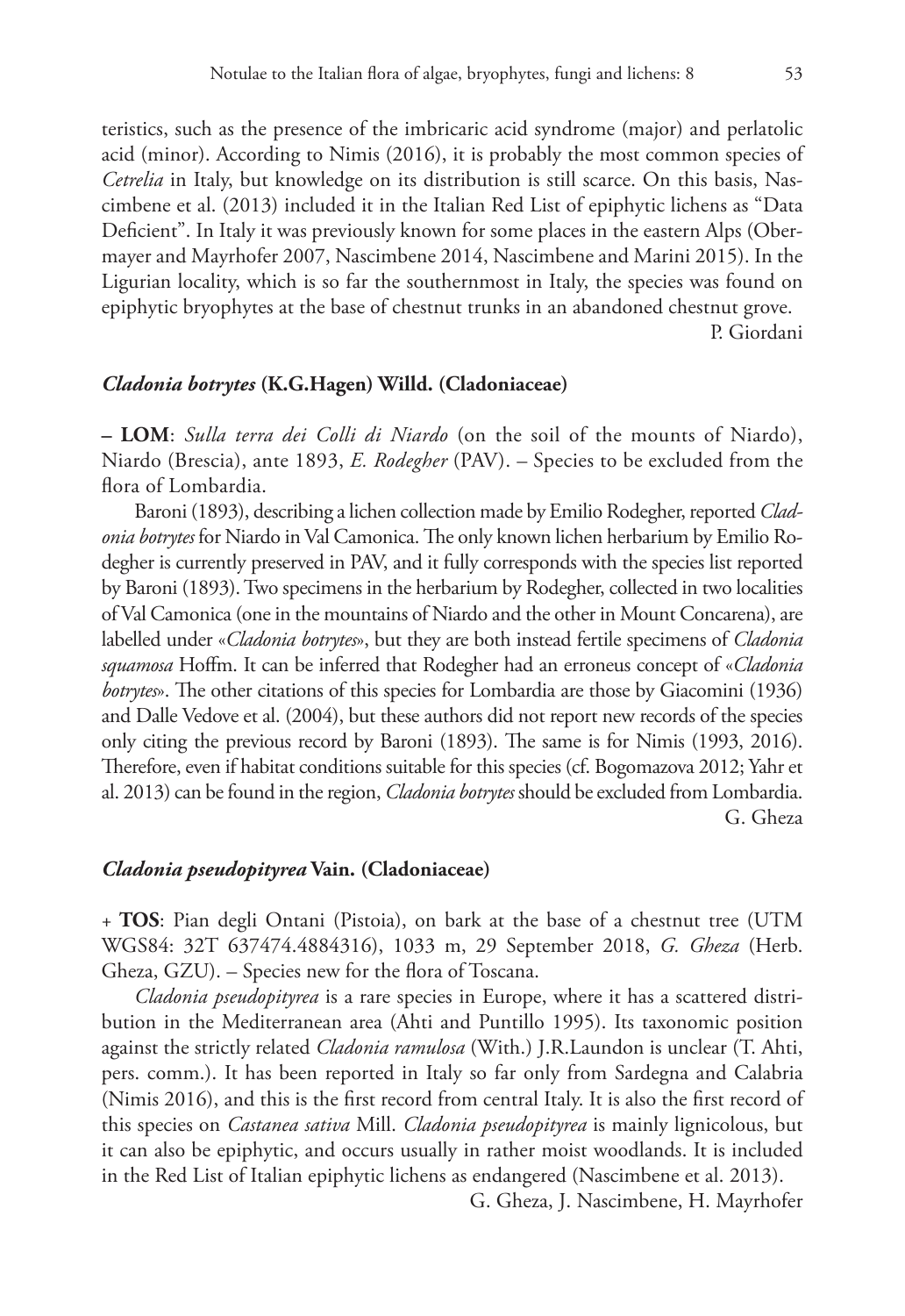teristics, such as the presence of the imbricaric acid syndrome (major) and perlatolic acid (minor). According to Nimis (2016), it is probably the most common species of *Cetrelia* in Italy, but knowledge on its distribution is still scarce. On this basis, Nascimbene et al. (2013) included it in the Italian Red List of epiphytic lichens as "Data Deficient". In Italy it was previously known for some places in the eastern Alps (Obermayer and Mayrhofer 2007, Nascimbene 2014, Nascimbene and Marini 2015). In the Ligurian locality, which is so far the southernmost in Italy, the species was found on epiphytic bryophytes at the base of chestnut trunks in an abandoned chestnut grove.

P. Giordani

### *Cladonia botrytes* (K.G.Hagen) Willd. (Cladoniaceae)

**– LOM**: *Sulla terra dei Colli di Niardo* (on the soil of the mounts of Niardo), Niardo (Brescia), ante 1893, *E. Rodegher* (PAV). – Species to be excluded from the flora of Lombardia.

Baroni (1893), describing a lichen collection made by Emilio Rodegher, reported *Cladonia botrytes* for Niardo in Val Camonica. The only known lichen herbarium by Emilio Rodegher is currently preserved in PAV, and it fully corresponds with the species list reported by Baroni (1893). Two specimens in the herbarium by Rodegher, collected in two localities of Val Camonica (one in the mountains of Niardo and the other in Mount Concarena), are labelled under «*Cladonia botrytes*», but they are both instead fertile specimens of *Cladonia squamosa* Hoffm. It can be inferred that Rodegher had an erroneus concept of «*Cladonia botrytes*». The other citations of this species for Lombardia are those by Giacomini (1936) and Dalle Vedove et al. (2004), but these authors did not report new records of the species only citing the previous record by Baroni (1893). The same is for Nimis (1993, 2016). Therefore, even if habitat conditions suitable for this species (cf. Bogomazova 2012; Yahr et al. 2013) can be found in the region, *Cladonia botrytes* should be excluded from Lombardia.

G. Gheza

### *Cladonia pseudopityrea* Vain. (Cladoniaceae)

+ **TOS**: Pian degli Ontani (Pistoia), on bark at the base of a chestnut tree (UTM WGS84: 32T 637474.4884316), 1033 m, 29 September 2018, *G. Gheza* (Herb. Gheza, GZU). – Species new for the flora of Toscana.

*Cladonia pseudopityrea* is a rare species in Europe, where it has a scattered distribution in the Mediterranean area (Ahti and Puntillo 1995). Its taxonomic position against the strictly related *Cladonia ramulosa* (With.) J.R.Laundon is unclear (T. Ahti, pers. comm.). It has been reported in Italy so far only from Sardegna and Calabria (Nimis 2016), and this is the first record from central Italy. It is also the first record of this species on *Castanea sativa* Mill. *Cladonia pseudopityrea* is mainly lignicolous, but it can also be epiphytic, and occurs usually in rather moist woodlands. It is included in the Red List of Italian epiphytic lichens as endangered (Nascimbene et al. 2013).

G. Gheza, J. Nascimbene, H. Mayrhofer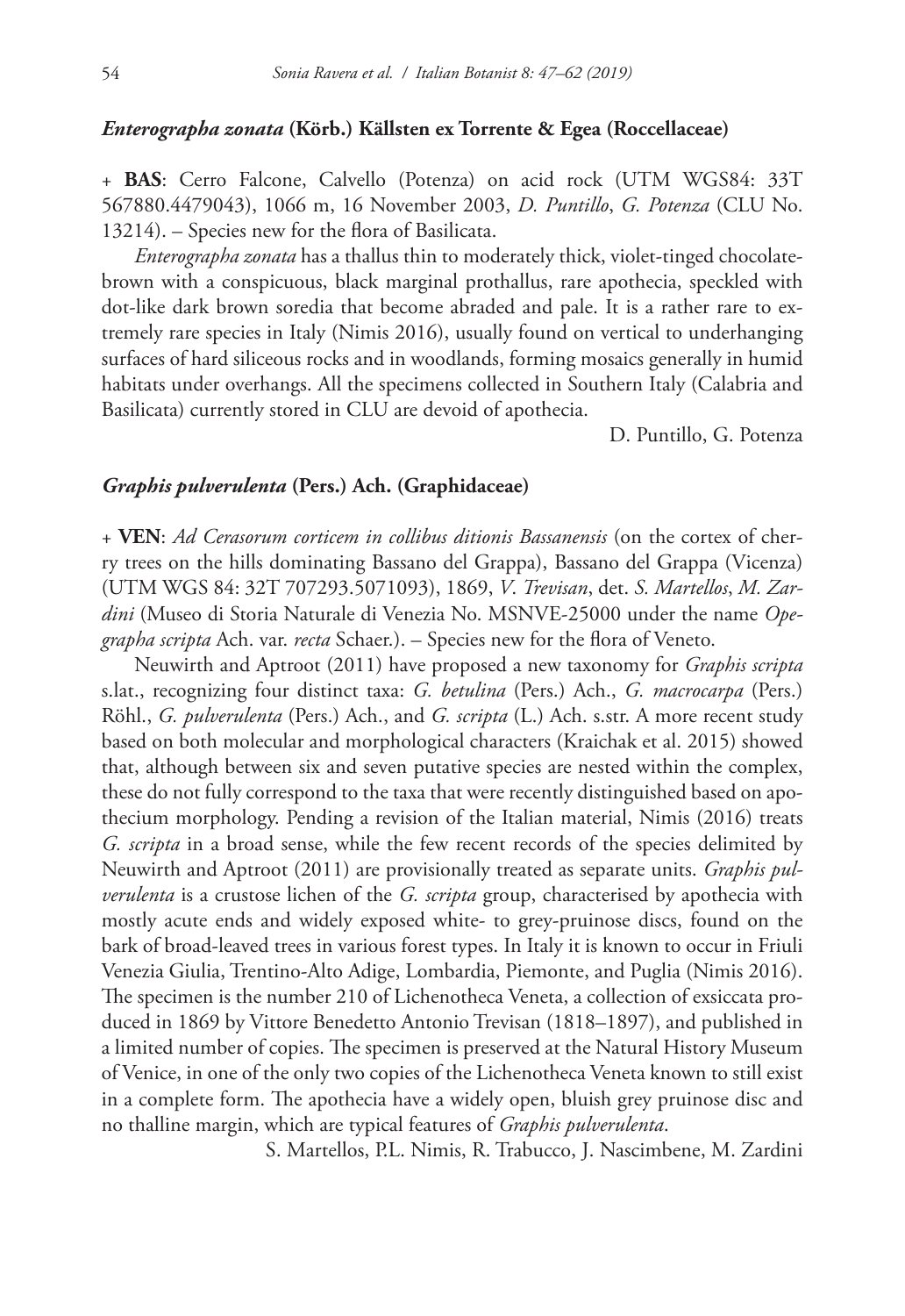### *Enterographa zonata* (Körb.) Källsten ex Torrente & Egea (Roccellaceae)

+ **BAS**: Cerro Falcone, Calvello (Potenza) on acid rock (UTM WGS84: 33T 567880.4479043), 1066 m, 16 November 2003, *D. Puntillo*, *G. Potenza* (CLU No. 13214). – Species new for the flora of Basilicata.

*Enterographa zonata* has a thallus thin to moderately thick, violet-tinged chocolate-brown with a conspicuous, black marginal prothallus, rare apothecia, speckled with dot-like dark brown soredia that become abraded and pale. It is a rather rare to extremely rare species in Italy (Nimis 2016), usually found on vertical to underhanging surfaces of hard siliceous rocks and in woodlands, forming mosaics generally in humid habitats under overhangs. All the specimens collected in Southern Italy (Calabria and Basilicata) currently stored in CLU are devoid of apothecia.

D. Puntillo, G. Potenza

### *Graphis pulverulenta* (Pers.) Ach. (Graphidaceae)

+ **VEN**: *Ad Cerasorum corticem in collibus ditionis Bassanensis* (on the cortex of cherry trees on the hills dominating Bassano del Grappa), Bassano del Grappa (Vicenza) (UTM WGS 84: 32T 707293.5071093), 1869, *V. Trevisan*, det. *S. Martellos*, *M. Zardini* (Museo di Storia Naturale di Venezia No. MSNVE-25000 under the name *Opegrapha scripta* Ach. var. *recta* Schaer.). – Species new for the flora of Veneto.

Neuwirth and Aptroot (2011) have proposed a new taxonomy for *Graphis scripta* s.lat., recognizing four distinct taxa: *G. betulina* (Pers.) Ach., *G. macrocarpa* (Pers.) Röhl., *G. pulverulenta* (Pers.) Ach., and *G. scripta* (L.) Ach. s.str. A more recent study based on both molecular and morphological characters (Kraichak et al. 2015) showed that, although between six and seven putative species are nested within the complex, these do not fully correspond to the taxa that were recently distinguished based on apothecium morphology. Pending a revision of the Italian material, Nimis (2016) treats *G. scripta* in a broad sense, while the few recent records of the species delimited by Neuwirth and Aptroot (2011) are provisionally treated as separate units. *Graphis pulverulenta* is a crustose lichen of the *G. scripta* group, characterised by apothecia with mostly acute ends and widely exposed white- to grey-pruinose discs, found on the bark of broad-leaved trees in various forest types. In Italy it is known to occur in Friuli Venezia Giulia, Trentino-Alto Adige, Lombardia, Piemonte, and Puglia (Nimis 2016). The specimen is the number 210 of Lichenotheca Veneta, a collection of exsiccata produced in 1869 by Vittore Benedetto Antonio Trevisan (1818–1897), and published in a limited number of copies. The specimen is preserved at the Natural History Museum of Venice, in one of the only two copies of the Lichenotheca Veneta known to still exist in a complete form. The apothecia have a widely open, bluish grey pruinose disc and no thalline margin, which are typical features of *Graphis pulverulenta*.

S. Martellos, P.L. Nimis, R. Trabucco, J. Nascimbene, M. Zardini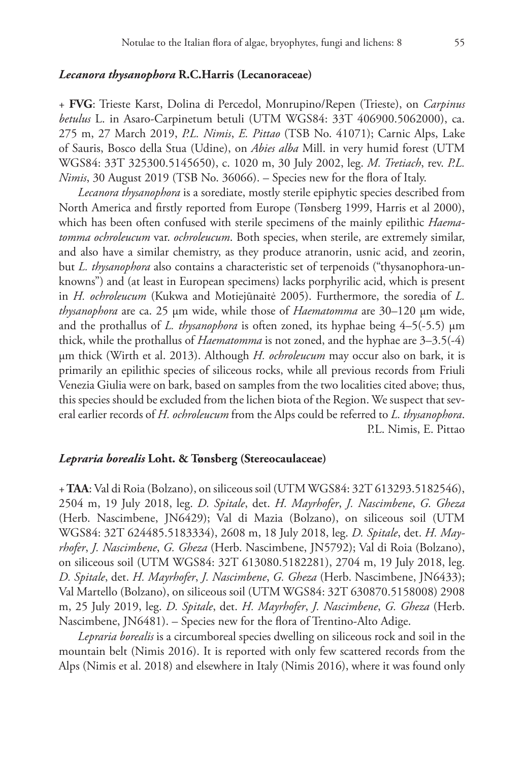### *Lecanora thysanophora* R.C.Harris (Lecanoraceae)

+ **FVG**: Trieste Karst, Dolina di Percedol, Monrupino/Repen (Trieste), on *Carpinus betulus* L. in Asaro-Carpinetum betuli (UTM WGS84: 33T 406900.5062000), ca. 275 m, 27 March 2019, *P.L. Nimis*, *E. Pittao* (TSB No. 41071); Carnic Alps, Lake of Sauris, Bosco della Stua (Udine), on *Abies alba* Mill. in very humid forest (UTM WGS84: 33T 325300.5145650), c. 1020 m, 30 July 2002, leg. *M. Tretiach*, rev. *P.L. Nimis*, 30 August 2019 (TSB No. 36066). – Species new for the flora of Italy.

*Lecanora thysanophora* is a sorediate, mostly sterile epiphytic species described from North America and firstly reported from Europe (Tønsberg 1999, Harris et al 2000), which has been often confused with sterile specimens of the mainly epilithic *Haematomma ochroleucum* var. *ochroleucum*. Both species, when sterile, are extremely similar, and also have a similar chemistry, as they produce atranorin, usnic acid, and zeorin, but *L. thysanophora* also contains a characteristic set of terpenoids ("thysanophora-unknowns") and (at least in European specimens) lacks porphyrilic acid, which is present in *H. ochroleucum* (Kukwa and Motiejūnaitė 2005). Furthermore, the soredia of *L. thysanophora* are ca. 25 μm wide, while those of *Haematomma* are 30–120 μm wide, and the prothallus of *L. thysanophora* is often zoned, its hyphae being 4–5(-5.5) μm thick, while the prothallus of *Haematomma* is not zoned, and the hyphae are 3–3.5(-4) μm thick (Wirth et al. 2013). Although *H. ochroleucum* may occur also on bark, it is primarily an epilithic species of siliceous rocks, while all previous records from Friuli Venezia Giulia were on bark, based on samples from the two localities cited above; thus, this species should be excluded from the lichen biota of the Region. We suspect that several earlier records of *H. ochroleucum* from the Alps could be referred to *L. thysanophora*.

P.L. Nimis, E. Pittao

### *Lepraria borealis* Loht. & Tønsberg (Stereocaulaceae)

+ **TAA**: Val di Roia (Bolzano), on siliceous soil (UTM WGS84: 32T 613293.5182546), 2504 m, 19 July 2018, leg. *D. Spitale*, det. *H. Mayrhofer*, *J. Nascimbene*, *G. Gheza* (Herb. Nascimbene, JN6429); Val di Mazia (Bolzano), on siliceous soil (UTM WGS84: 32T 624485.5183334), 2608 m, 18 July 2018, leg. *D. Spitale*, det. *H. Mayrhofer*, *J. Nascimbene*, *G. Gheza* (Herb. Nascimbene, JN5792); Val di Roia (Bolzano), on siliceous soil (UTM WGS84: 32T 613080.5182281), 2704 m, 19 July 2018, leg. *D. Spitale*, det. *H. Mayrhofer*, *J. Nascimbene*, *G. Gheza* (Herb. Nascimbene, JN6433); Val Martello (Bolzano), on siliceous soil (UTM WGS84: 32T 630870.5158008) 2908 m, 25 July 2019, leg. *D. Spitale*, det. *H. Mayrhofer*, *J. Nascimbene*, *G. Gheza* (Herb. Nascimbene, JN6481). – Species new for the flora of Trentino-Alto Adige.

*Lepraria borealis* is a circumboreal species dwelling on siliceous rock and soil in the mountain belt (Nimis 2016). It is reported with only few scattered records from the Alps (Nimis et al. 2018) and elsewhere in Italy (Nimis 2016), where it was found only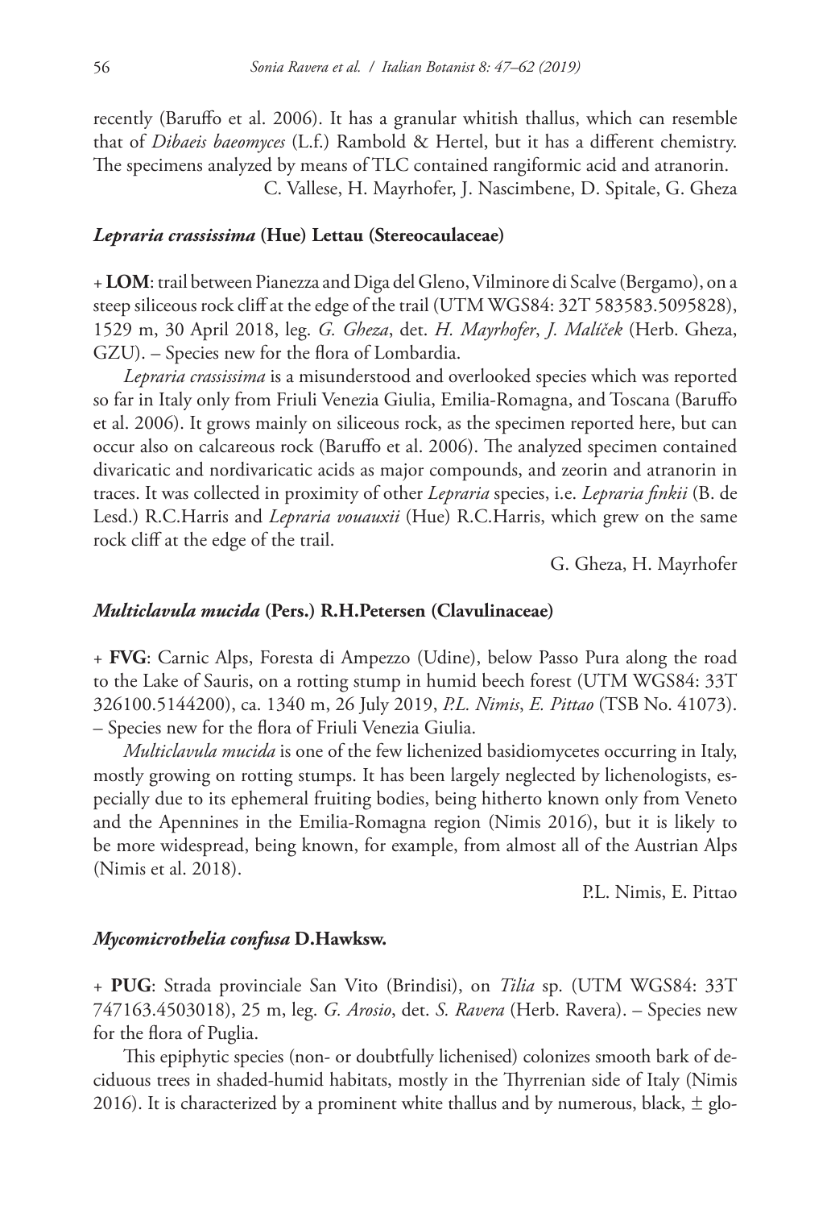recently (Baruffo et al. 2006). It has a granular whitish thallus, which can resemble that of *Dibaeis baeomyces* (L.f.) Rambold & Hertel, but it has a different chemistry. The specimens analyzed by means of TLC contained rangiformic acid and atranorin.

C. Vallese, H. Mayrhofer, J. Nascimbene, D. Spitale, G. Gheza

### *Lepraria crassissima* (Hue) Lettau (Stereocaulaceae)

+ **LOM**: trail between Pianezza and Diga del Gleno, Vilminore di Scalve (Bergamo), on a steep siliceous rock cliff at the edge of the trail (UTM WGS84: 32T 583583.5095828), 1529 m, 30 April 2018, leg. *G. Gheza*, det. *H. Mayrhofer*, *J. Malíček* (Herb. Gheza, GZU). – Species new for the flora of Lombardia.

*Lepraria crassissima* is a misunderstood and overlooked species which was reported so far in Italy only from Friuli Venezia Giulia, Emilia-Romagna, and Toscana (Baruffo et al. 2006). It grows mainly on siliceous rock, as the specimen reported here, but can occur also on calcareous rock (Baruffo et al. 2006). The analyzed specimen contained divaricatic and nordivaricatic acids as major compounds, and zeorin and atranorin in traces. It was collected in proximity of other *Lepraria* species, i.e. *Lepraria finkii* (B. de Lesd.) R.C.Harris and *Lepraria vouauxii* (Hue) R.C.Harris, which grew on the same rock cliff at the edge of the trail.

G. Gheza, H. Mayrhofer

### *Multiclavula mucida* (Pers.) R.H.Petersen (Clavulinaceae)

+ **FVG**: Carnic Alps, Foresta di Ampezzo (Udine), below Passo Pura along the road to the Lake of Sauris, on a rotting stump in humid beech forest (UTM WGS84: 33T 326100.5144200), ca. 1340 m, 26 July 2019, *P.L. Nimis*, *E. Pittao* (TSB No. 41073). – Species new for the flora of Friuli Venezia Giulia.

*Multiclavula mucida* is one of the few lichenized basidiomycetes occurring in Italy, mostly growing on rotting stumps. It has been largely neglected by lichenologists, especially due to its ephemeral fruiting bodies, being hitherto known only from Veneto and the Apennines in the Emilia-Romagna region (Nimis 2016), but it is likely to be more widespread, being known, for example, from almost all of the Austrian Alps (Nimis et al. 2018).

P.L. Nimis, E. Pittao

### *Mycomicrothelia confusa* D.Hawksw.

+ **PUG**: Strada provinciale San Vito (Brindisi), on *Tilia* sp. (UTM WGS84: 33T 747163.4503018), 25 m, leg. *G. Arosio*, det. *S. Ravera* (Herb. Ravera). – Species new for the flora of Puglia.

This epiphytic species (non- or doubtfully lichenised) colonizes smooth bark of deciduous trees in shaded-humid habitats, mostly in the Thyrrenian side of Italy (Nimis 2016). It is characterized by a prominent white thallus and by numerous, black, ± glo-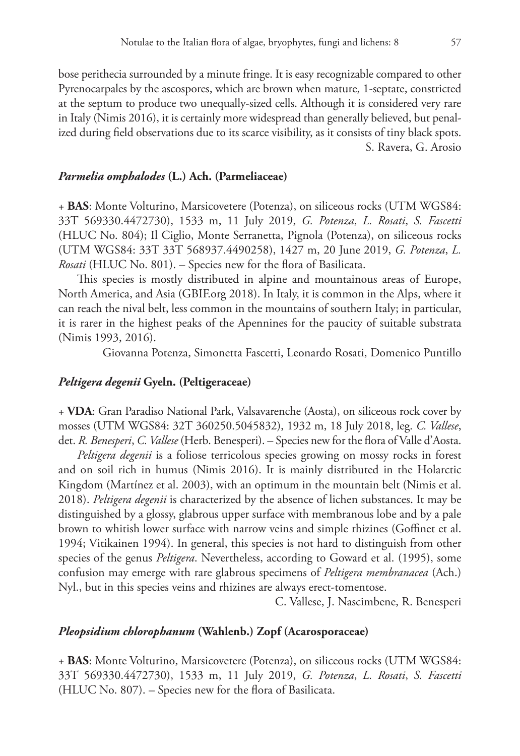bose perithecia surrounded by a minute fringe. It is easy recognizable compared to other Pyrenocarpales by the ascospores, which are brown when mature, 1-septate, constricted at the septum to produce two unequally-sized cells. Although it is considered very rare in Italy (Nimis 2016), it is certainly more widespread than generally believed, but penalized during field observations due to its scarce visibility, as it consists of tiny black spots.

S. Ravera, G. Arosio

### *Parmelia omphalodes* (L.) Ach. (Parmeliaceae)

+ **BAS**: Monte Volturino, Marsicovetere (Potenza), on siliceous rocks (UTM WGS84: 33T 569330.4472730), 1533 m, 11 July 2019, *G. Potenza*, *L. Rosati*, *S. Fascetti* (HLUC No. 804); Il Ciglio, Monte Serranetta, Pignola (Potenza), on siliceous rocks (UTM WGS84: 33T 33T 568937.4490258), 1427 m, 20 June 2019, *G. Potenza*, *L. Rosati* (HLUC No. 801). – Species new for the flora of Basilicata.

This species is mostly distributed in alpine and mountainous areas of Europe, North America, and Asia (GBIF.org 2018). In Italy, it is common in the Alps, where it can reach the nival belt, less common in the mountains of southern Italy; in particular, it is rarer in the highest peaks of the Apennines for the paucity of suitable substrata (Nimis 1993, 2016).

Giovanna Potenza, Simonetta Fascetti, Leonardo Rosati, Domenico Puntillo

### *Peltigera degenii* Gyeln. (Peltigeraceae)

+ **VDA**: Gran Paradiso National Park, Valsavarenche (Aosta), on siliceous rock cover by mosses (UTM WGS84: 32T 360250.5045832), 1932 m, 18 July 2018, leg. *C. Vallese*, det. *R. Benesperi*, *C. Vallese* (Herb. Benesperi). – Species new for the flora of Valle d'Aosta.

*Peltigera degenii* is a foliose terricolous species growing on mossy rocks in forest and on soil rich in humus (Nimis 2016). It is mainly distributed in the Holarctic Kingdom (Martínez et al. 2003), with an optimum in the mountain belt (Nimis et al. 2018). *Peltigera degenii* is characterized by the absence of lichen substances. It may be distinguished by a glossy, glabrous upper surface with membranous lobe and by a pale brown to whitish lower surface with narrow veins and simple rhizines (Goffinet et al. 1994; Vitikainen 1994). In general, this species is not hard to distinguish from other species of the genus *Peltigera*. Nevertheless, according to Goward et al. (1995), some confusion may emerge with rare glabrous specimens of *Peltigera membranacea* (Ach.) Nyl., but in this species veins and rhizines are always erect-tomentose.

C. Vallese, J. Nascimbene, R. Benesperi

### *Pleopsidium chlorophanum* (Wahlenb.) Zopf (Acarosporaceae)

+ **BAS**: Monte Volturino, Marsicovetere (Potenza), on siliceous rocks (UTM WGS84: 33T 569330.4472730), 1533 m, 11 July 2019, *G. Potenza*, *L. Rosati*, *S. Fascetti* (HLUC No. 807). – Species new for the flora of Basilicata.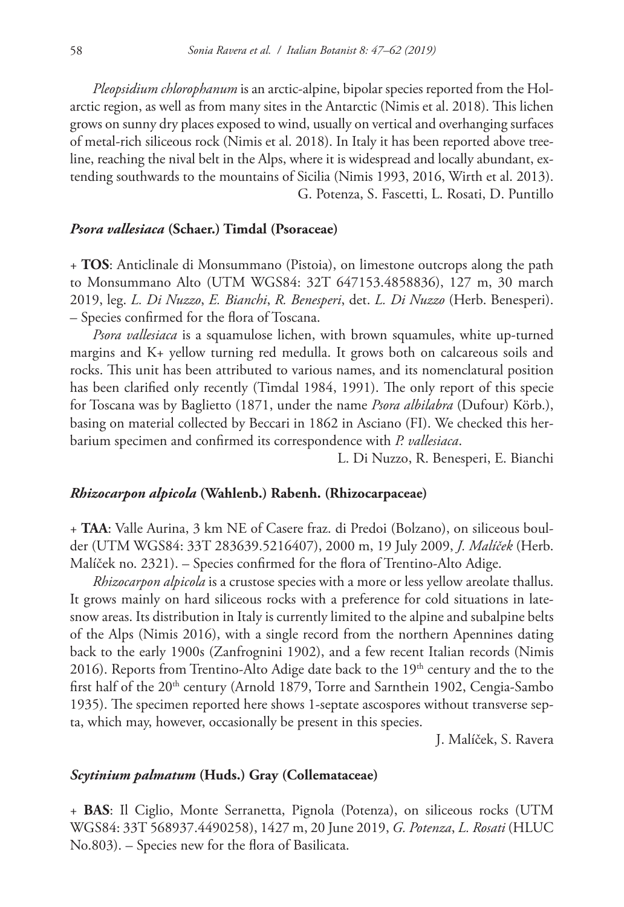*Pleopsidium chlorophanum* is an arctic-alpine, bipolar species reported from the Holarctic region, as well as from many sites in the Antarctic (Nimis et al. 2018). This lichen grows on sunny dry places exposed to wind, usually on vertical and overhanging surfaces of metal-rich siliceous rock (Nimis et al. 2018). In Italy it has been reported above treeline, reaching the nival belt in the Alps, where it is widespread and locally abundant, extending southwards to the mountains of Sicilia (Nimis 1993, 2016, Wirth et al. 2013).

G. Potenza, S. Fascetti, L. Rosati, D. Puntillo

### *Psora vallesiaca* (Schaer.) Timdal (Psoraceae)

+ **TOS**: Anticlinale di Monsummano (Pistoia), on limestone outcrops along the path to Monsummano Alto (UTM WGS84: 32T 647153.4858836), 127 m, 30 march 2019, leg. *L. Di Nuzzo*, *E. Bianchi*, *R. Benesperi*, det. *L. Di Nuzzo* (Herb. Benesperi). – Species confirmed for the flora of Toscana.

*Psora vallesiaca* is a squamulose lichen, with brown squamules, white up-turned margins and K+ yellow turning red medulla. It grows both on calcareous soils and rocks. This unit has been attributed to various names, and its nomenclatural position has been clarified only recently (Timdal 1984, 1991). The only report of this specie for Toscana was by Baglietto (1871, under the name *Psora albilabra* (Dufour) Körb.), basing on material collected by Beccari in 1862 in Asciano (FI). We checked this herbarium specimen and confirmed its correspondence with *P. vallesiaca*.

L. Di Nuzzo, R. Benesperi, E. Bianchi

### *Rhizocarpon alpicola* (Wahlenb.) Rabenh. (Rhizocarpaceae)

+ **TAA**: Valle Aurina, 3 km NE of Casere fraz. di Predoi (Bolzano), on siliceous boulder (UTM WGS84: 33T 283639.5216407), 2000 m, 19 July 2009, *J. Malíček* (Herb. Malíček no. 2321). – Species confirmed for the flora of Trentino-Alto Adige.

*Rhizocarpon alpicola* is a crustose species with a more or less yellow areolate thallus. It grows mainly on hard siliceous rocks with a preference for cold situations in late-snow areas. Its distribution in Italy is currently limited to the alpine and subalpine belts of the Alps (Nimis 2016), with a single record from the northern Apennines dating back to the early 1900s (Zanfrognini 1902), and a few recent Italian records (Nimis 2016). Reports from Trentino-Alto Adige date back to the 19th century and the to the first half of the 20th century (Arnold 1879, Torre and Sarnthein 1902, Cengia-Sambo 1935). The specimen reported here shows 1-septate ascospores without transverse septa, which may, however, occasionally be present in this species.

J. Malíček, S. Ravera

### *Scytinium palmatum* (Huds.) Gray (Collemataceae)

+ **BAS**: Il Ciglio, Monte Serranetta, Pignola (Potenza), on siliceous rocks (UTM WGS84: 33T 568937.4490258), 1427 m, 20 June 2019, *G. Potenza*, *L. Rosati* (HLUC No.803). – Species new for the flora of Basilicata.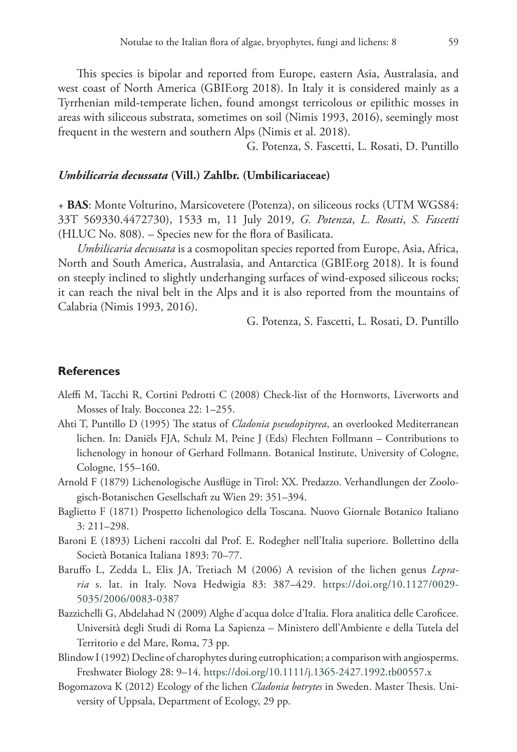This species is bipolar and reported from Europe, eastern Asia, Australasia, and west coast of North America (GBIF.org 2018). In Italy it is considered mainly as a Tyrrhenian mild-temperate lichen, found amongst terricolous or epilithic mosses in areas with siliceous substrata, sometimes on soil (Nimis 1993, 2016), seemingly most frequent in the western and southern Alps (Nimis et al. 2018).

G. Potenza, S. Fascetti, L. Rosati, D. Puntillo

### *Umbilicaria decussata* (Vill.) Zahlbr. (Umbilicariaceae)

+ **BAS**: Monte Volturino, Marsicovetere (Potenza), on siliceous rocks (UTM WGS84: 33T 569330.4472730), 1533 m, 11 July 2019, *G. Potenza*, *L. Rosati*, *S. Fascetti* (HLUC No. 808). – Species new for the flora of Basilicata.

*Umbilicaria decussata* is a cosmopolitan species reported from Europe, Asia, Africa, North and South America, Australasia, and Antarctica (GBIF.org 2018). It is found on steeply inclined to slightly underhanging surfaces of wind-exposed siliceous rocks; it can reach the nival belt in the Alps and it is also reported from the mountains of Calabria (Nimis 1993, 2016).

G. Potenza, S. Fascetti, L. Rosati, D. Puntillo

## References

Aleffi M, Tacchi R, Cortini Pedrotti C (2008) Check-list of the Hornworts, Liverworts and Mosses of Italy. Bocconea 22: 1–255.

Ahti T, Puntillo D (1995) The status of *Cladonia pseudopityrea*, an overlooked Mediterranean lichen. In: Daniëls FJA, Schulz M, Peine J (Eds) Flechten Follmann – Contributions to lichenology in honour of Gerhard Follmann. Botanical Institute, University of Cologne, Cologne, 155–160.

Arnold F (1879) Lichenologische Ausflüge in Tirol: XX. Predazzo. Verhandlungen der Zoologisch-Botanischen Gesellschaft zu Wien 29: 351–394.

Baglietto F (1871) Prospetto lichenologico della Toscana. Nuovo Giornale Botanico Italiano 3: 211–298.

Baroni E (1893) Licheni raccolti dal Prof. E. Rodegher nell'Italia superiore. Bollettino della Società Botanica Italiana 1893: 70–77.

Baruffo L, Zedda L, Elix JA, Tretiach M (2006) A revision of the lichen genus *Lepraria* s. lat. in Italy. Nova Hedwigia 83: 387–429. https://doi.org/10.1127/0029-5035/2006/0083-0387

Bazzichelli G, Abdelahad N (2009) Alghe d'acqua dolce d'Italia. Flora analitica delle Caroficee. Università degli Studi di Roma La Sapienza – Ministero dell'Ambiente e della Tutela del Territorio e del Mare, Roma, 73 pp.

Blindow I (1992) Decline of charophytes during eutrophication; a comparison with angiosperms. Freshwater Biology 28: 9–14. https://doi.org/10.1111/j.1365-2427.1992.tb00557.x

Bogomazova K (2012) Ecology of the lichen *Cladonia botrytes* in Sweden. Master Thesis. University of Uppsala, Department of Ecology, 29 pp.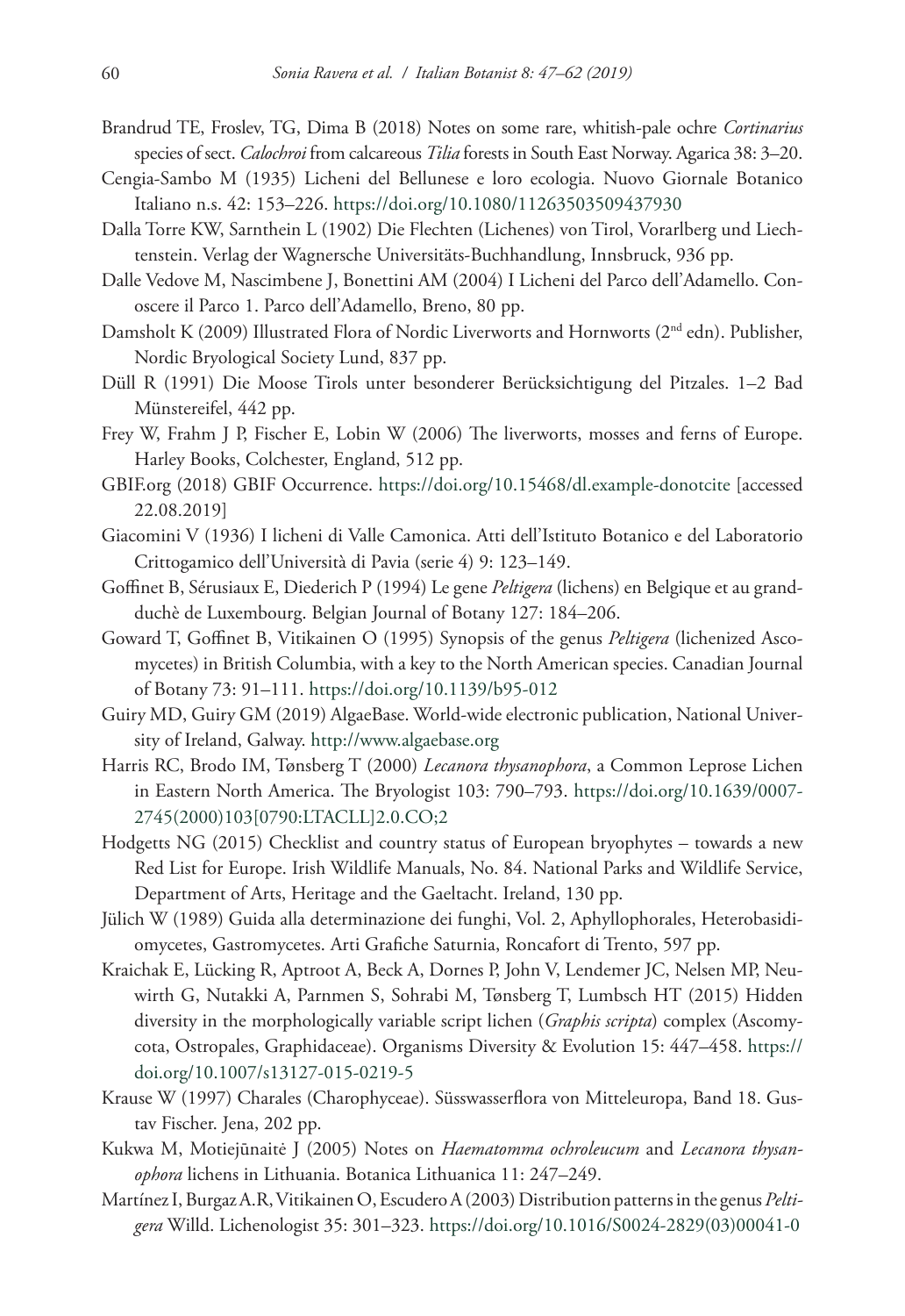Brandrud TE, Froslev, TG, Dima B (2018) Notes on some rare, whitish-pale ochre *Cortinarius* species of sect. *Calochroi* from calcareous *Tilia* forests in South East Norway. Agarica 38: 3–20.

Cengia-Sambo M (1935) Licheni del Bellunese e loro ecologia. Nuovo Giornale Botanico Italiano n.s. 42: 153–226. https://doi.org/10.1080/11263503509437930

Dalla Torre KW, Sarnthein L (1902) Die Flechten (Lichenes) von Tirol, Vorarlberg und Liechtenstein. Verlag der Wagnersche Universitäts-Buchhandlung, Innsbruck, 936 pp.

Dalle Vedove M, Nascimbene J, Bonettini AM (2004) I Licheni del Parco dell'Adamello. Conoscere il Parco 1. Parco dell'Adamello, Breno, 80 pp.

Damsholt K (2009) Illustrated Flora of Nordic Liverworts and Hornworts (2nd edn). Publisher, Nordic Bryological Society Lund, 837 pp.

Düll R (1991) Die Moose Tirols unter besonderer Berücksichtigung del Pitzales. 1–2 Bad Münstereifel, 442 pp.

Frey W, Frahm J P, Fischer E, Lobin W (2006) The liverworts, mosses and ferns of Europe. Harley Books, Colchester, England, 512 pp.

GBIF.org (2018) GBIF Occurrence. https://doi.org/10.15468/dl.example-donotcite [accessed 22.08.2019]

Giacomini V (1936) I licheni di Valle Camonica. Atti dell'Istituto Botanico e del Laboratorio Crittogamico dell'Università di Pavia (serie 4) 9: 123–149.

Goffinet B, Sérusiaux E, Diederich P (1994) Le gene *Peltigera* (lichens) en Belgique et au grand-duchè de Luxembourg. Belgian Journal of Botany 127: 184–206.

Goward T, Goffinet B, Vitikainen O (1995) Synopsis of the genus *Peltigera* (lichenized Ascomycetes) in British Columbia, with a key to the North American species. Canadian Journal of Botany 73: 91–111. https://doi.org/10.1139/b95-012

Guiry MD, Guiry GM (2019) AlgaeBase. World-wide electronic publication, National University of Ireland, Galway. http://www.algaebase.org

Harris RC, Brodo IM, Tønsberg T (2000) *Lecanora thysanophora*, a Common Leprose Lichen in Eastern North America. The Bryologist 103: 790–793. https://doi.org/10.1639/0007-2745(2000)103[0790:LTACLL]2.0.CO;2

Hodgetts NG (2015) Checklist and country status of European bryophytes – towards a new Red List for Europe. Irish Wildlife Manuals, No. 84. National Parks and Wildlife Service, Department of Arts, Heritage and the Gaeltacht. Ireland, 130 pp.

Jülich W (1989) Guida alla determinazione dei funghi, Vol. 2, Aphyllophorales, Heterobasidiomycetes, Gastromycetes. Arti Grafiche Saturnia, Roncafort di Trento, 597 pp.

Kraichak E, Lücking R, Aptroot A, Beck A, Dornes P, John V, Lendemer JC, Nelsen MP, Neuwirth G, Nutakki A, Parnmen S, Sohrabi M, Tønsberg T, Lumbsch HT (2015) Hidden diversity in the morphologically variable script lichen (*Graphis scripta*) complex (Ascomycota, Ostropales, Graphidaceae). Organisms Diversity & Evolution 15: 447–458. https://doi.org/10.1007/s13127-015-0219-5

Krause W (1997) Charales (Charophyceae). Süsswasserflora von Mitteleuropa, Band 18. Gustav Fischer. Jena, 202 pp.

Kukwa M, Motiejūnaitė J (2005) Notes on *Haematomma ochroleucum* and *Lecanora thysanophora* lichens in Lithuania. Botanica Lithuanica 11: 247–249.

Martínez I, Burgaz A.R, Vitikainen O, Escudero A (2003) Distribution patterns in the genus *Peltigera* Willd. Lichenologist 35: 301–323. https://doi.org/10.1016/S0024-2829(03)00041-0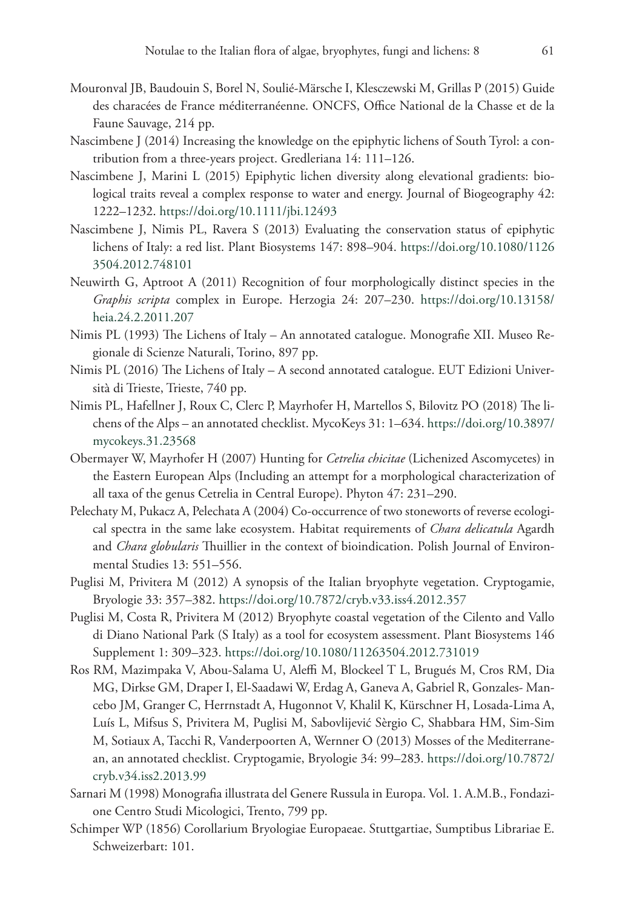Mouronval JB, Baudouin S, Borel N, Soulié-Märsche I, Klesczewski M, Grillas P (2015) Guide des characées de France méditerranéenne. ONCFS, Office National de la Chasse et de la Faune Sauvage, 214 pp.

Nascimbene J (2014) Increasing the knowledge on the epiphytic lichens of South Tyrol: a contribution from a three-years project. Gredleriana 14: 111–126.

Nascimbene J, Marini L (2015) Epiphytic lichen diversity along elevational gradients: biological traits reveal a complex response to water and energy. Journal of Biogeography 42: 1222–1232. https://doi.org/10.1111/jbi.12493

Nascimbene J, Nimis PL, Ravera S (2013) Evaluating the conservation status of epiphytic lichens of Italy: a red list. Plant Biosystems 147: 898–904. https://doi.org/10.1080/11263504.2012.748101

Neuwirth G, Aptroot A (2011) Recognition of four morphologically distinct species in the *Graphis scripta* complex in Europe. Herzogia 24: 207–230. https://doi.org/10.13158/heia.24.2.2011.207

Nimis PL (1993) The Lichens of Italy – An annotated catalogue. Monografie XII. Museo Regionale di Scienze Naturali, Torino, 897 pp.

Nimis PL (2016) The Lichens of Italy – A second annotated catalogue. EUT Edizioni Università di Trieste, Trieste, 740 pp.

Nimis PL, Hafellner J, Roux C, Clerc P, Mayrhofer H, Martellos S, Bilovitz PO (2018) The lichens of the Alps – an annotated checklist. MycoKeys 31: 1–634. https://doi.org/10.3897/mycokeys.31.23568

Obermayer W, Mayrhofer H (2007) Hunting for *Cetrelia chicitae* (Lichenized Ascomycetes) in the Eastern European Alps (Including an attempt for a morphological characterization of all taxa of the genus Cetrelia in Central Europe). Phyton 47: 231–290.

Pelechaty M, Pukacz A, Pelechata A (2004) Co-occurrence of two stoneworts of reverse ecological spectra in the same lake ecosystem. Habitat requirements of *Chara delicatula* Agardh and *Chara globularis* Thuillier in the context of bioindication. Polish Journal of Environmental Studies 13: 551–556.

Puglisi M, Privitera M (2012) A synopsis of the Italian bryophyte vegetation. Cryptogamie, Bryologie 33: 357–382. https://doi.org/10.7872/cryb.v33.iss4.2012.357

Puglisi M, Costa R, Privitera M (2012) Bryophyte coastal vegetation of the Cilento and Vallo di Diano National Park (S Italy) as a tool for ecosystem assessment. Plant Biosystems 146 Supplement 1: 309–323. https://doi.org/10.1080/11263504.2012.731019

Ros RM, Mazimpaka V, Abou-Salama U, Aleffi M, Blockeel T L, Brugués M, Cros RM, Dia MG, Dirkse GM, Draper I, El-Saadawi W, Erdag A, Ganeva A, Gabriel R, Gonzales- Mancebo JM, Granger C, Herrnstadt A, Hugonnot V, Khalil K, Kürschner H, Losada-Lima A, Luís L, Mifsus S, Privitera M, Puglisi M, Sabovlijević Sèrgio C, Shabbara HM, Sim-Sim M, Sotiaux A, Tacchi R, Vanderpoorten A, Wernner O (2013) Mosses of the Mediterranean, an annotated checklist. Cryptogamie, Bryologie 34: 99–283. https://doi.org/10.7872/cryb.v34.iss2.2013.99

Sarnari M (1998) Monografia illustrata del Genere Russula in Europa. Vol. 1. A.M.B., Fondazione Centro Studi Micologici, Trento, 799 pp.

Schimper WP (1856) Corollarium Bryologiae Europaeae. Stuttgartiae, Sumptibus Librariae E. Schweizerbart: 101.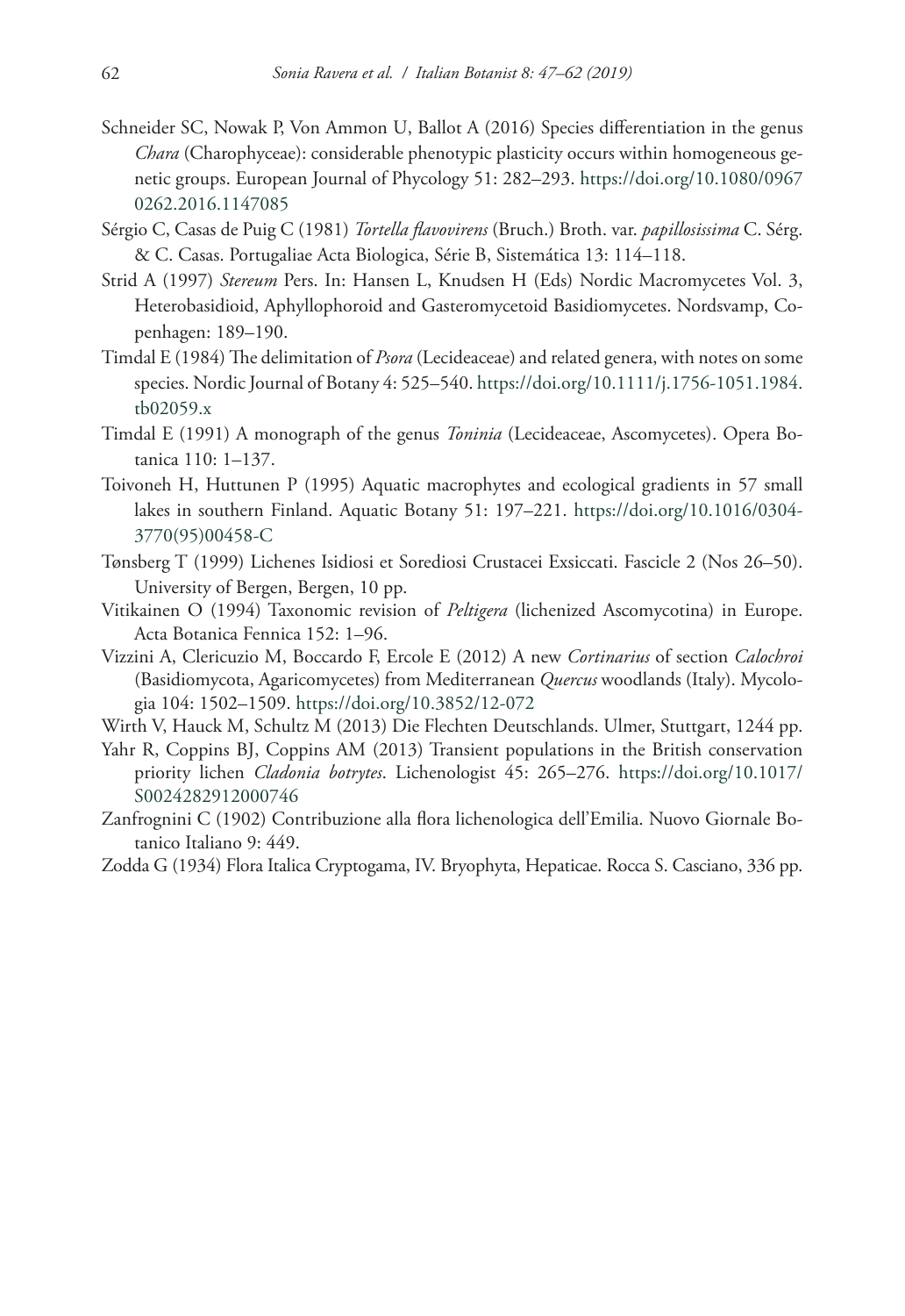Schneider SC, Nowak P, Von Ammon U, Ballot A (2016) Species differentiation in the genus *Chara* (Charophyceae): considerable phenotypic plasticity occurs within homogeneous genetic groups. European Journal of Phycology 51: 282–293. https://doi.org/10.1080/09670262.2016.1147085

Sérgio C, Casas de Puig C (1981) *Tortella flavovirens* (Bruch.) Broth. var. *papillosissima* C. Sérg. & C. Casas. Portugaliae Acta Biologica, Série B, Sistemática 13: 114–118.

Strid A (1997) *Stereum* Pers. In: Hansen L, Knudsen H (Eds) Nordic Macromycetes Vol. 3, Heterobasidioid, Aphyllophoroid and Gasteromycetoid Basidiomycetes. Nordsvamp, Copenhagen: 189–190.

Timdal E (1984) The delimitation of *Psora* (Lecideaceae) and related genera, with notes on some species. Nordic Journal of Botany 4: 525–540. https://doi.org/10.1111/j.1756-1051.1984.tb02059.x

Timdal E (1991) A monograph of the genus *Toninia* (Lecideaceae, Ascomycetes). Opera Botanica 110: 1–137.

Toivoneh H, Huttunen P (1995) Aquatic macrophytes and ecological gradients in 57 small lakes in southern Finland. Aquatic Botany 51: 197–221. https://doi.org/10.1016/0304-3770(95)00458-C

Tønsberg T (1999) Lichenes Isidiosi et Sorediosi Crustacei Exsiccati. Fascicle 2 (Nos 26–50). University of Bergen, Bergen, 10 pp.

Vitikainen O (1994) Taxonomic revision of *Peltigera* (lichenized Ascomycotina) in Europe. Acta Botanica Fennica 152: 1–96.

Vizzini A, Clericuzio M, Boccardo F, Ercole E (2012) A new *Cortinarius* of section *Calochroi* (Basidiomycota, Agaricomycetes) from Mediterranean *Quercus* woodlands (Italy). Mycologia 104: 1502–1509. https://doi.org/10.3852/12-072

Wirth V, Hauck M, Schultz M (2013) Die Flechten Deutschlands. Ulmer, Stuttgart, 1244 pp.

Yahr R, Coppins BJ, Coppins AM (2013) Transient populations in the British conservation priority lichen *Cladonia botrytes*. Lichenologist 45: 265–276. https://doi.org/10.1017/S0024282912000746

Zanfrognini C (1902) Contribuzione alla flora lichenologica dell'Emilia. Nuovo Giornale Botanico Italiano 9: 449.

Zodda G (1934) Flora Italica Cryptogama, IV. Bryophyta, Hepaticae. Rocca S. Casciano, 336 pp.